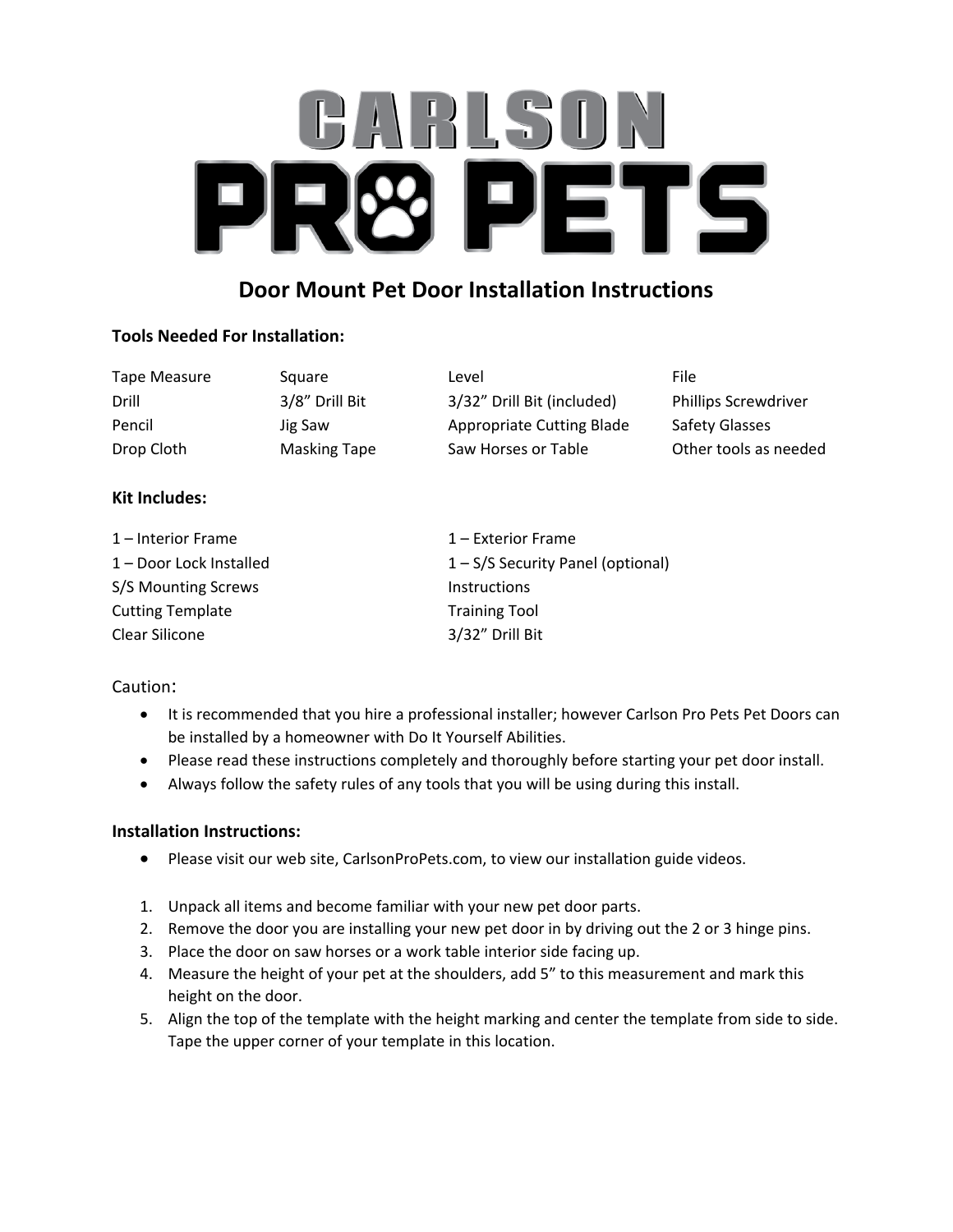# CARLSON PRO PETS

## Door Mount Pet Door Installation Instructions

**Tools Needed For Installation:**

| | | | |
|---|---|---|---|
| Tape Measure | Square | Level | File |
| Drill | 3/8" Drill Bit | 3/32" Drill Bit (included) | Phillips Screwdriver |
| Pencil | Jig Saw | Appropriate Cutting Blade | Safety Glasses |
| Drop Cloth | Masking Tape | Saw Horses or Table | Other tools as needed |

**Kit Includes:**

| | |
|---|---|
| 1 – Interior Frame | 1 – Exterior Frame |
| 1 – Door Lock Installed | 1 – S/S Security Panel (optional) |
| S/S Mounting Screws | Instructions |
| Cutting Template | Training Tool |
| Clear Silicone | 3/32" Drill Bit |

Caution:

- It is recommended that you hire a professional installer; however Carlson Pro Pets Pet Doors can be installed by a homeowner with Do It Yourself Abilities.
- Please read these instructions completely and thoroughly before starting your pet door install.
- Always follow the safety rules of any tools that you will be using during this install.

**Installation Instructions:**

- Please visit our web site, CarlsonProPets.com, to view our installation guide videos.

1. Unpack all items and become familiar with your new pet door parts.
2. Remove the door you are installing your new pet door in by driving out the 2 or 3 hinge pins.
3. Place the door on saw horses or a work table interior side facing up.
4. Measure the height of your pet at the shoulders, add 5" to this measurement and mark this height on the door.
5. Align the top of the template with the height marking and center the template from side to side. Tape the upper corner of your template in this location.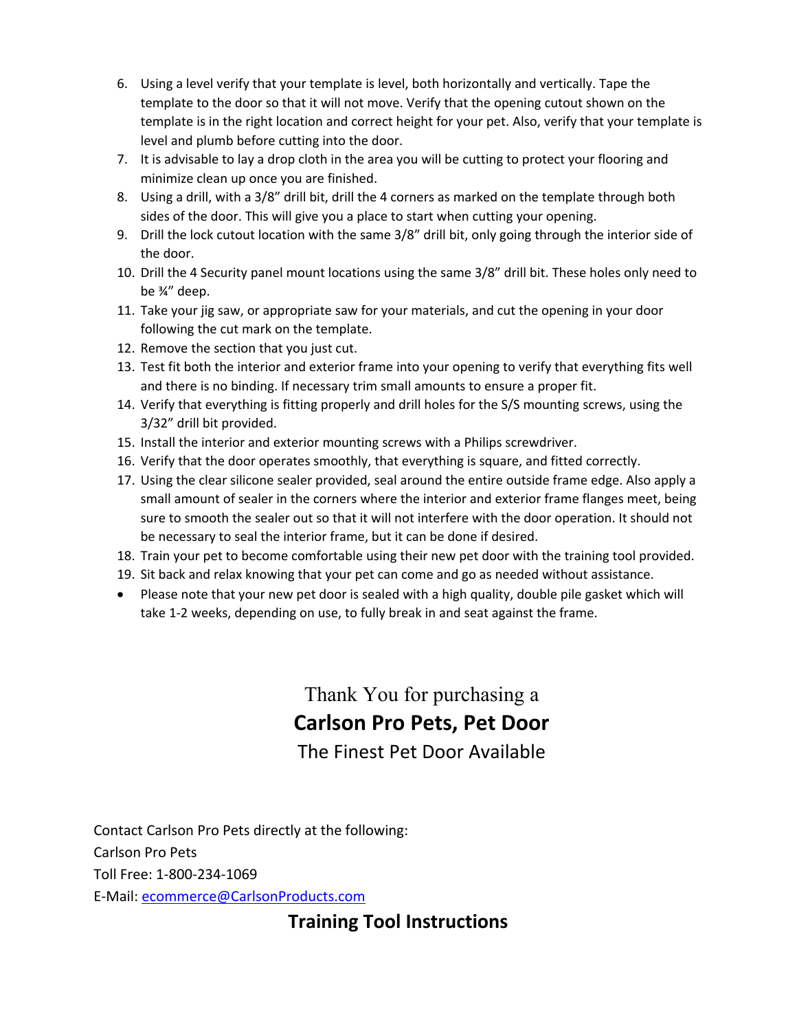6. Using a level verify that your template is level, both horizontally and vertically. Tape the template to the door so that it will not move. Verify that the opening cutout shown on the template is in the right location and correct height for your pet. Also, verify that your template is level and plumb before cutting into the door.
7. It is advisable to lay a drop cloth in the area you will be cutting to protect your flooring and minimize clean up once you are finished.
8. Using a drill, with a 3/8" drill bit, drill the 4 corners as marked on the template through both sides of the door. This will give you a place to start when cutting your opening.
9. Drill the lock cutout location with the same 3/8" drill bit, only going through the interior side of the door.
10. Drill the 4 Security panel mount locations using the same 3/8" drill bit. These holes only need to be ¾" deep.
11. Take your jig saw, or appropriate saw for your materials, and cut the opening in your door following the cut mark on the template.
12. Remove the section that you just cut.
13. Test fit both the interior and exterior frame into your opening to verify that everything fits well and there is no binding. If necessary trim small amounts to ensure a proper fit.
14. Verify that everything is fitting properly and drill holes for the S/S mounting screws, using the 3/32" drill bit provided.
15. Install the interior and exterior mounting screws with a Philips screwdriver.
16. Verify that the door operates smoothly, that everything is square, and fitted correctly.
17. Using the clear silicone sealer provided, seal around the entire outside frame edge. Also apply a small amount of sealer in the corners where the interior and exterior frame flanges meet, being sure to smooth the sealer out so that it will not interfere with the door operation. It should not be necessary to seal the interior frame, but it can be done if desired.
18. Train your pet to become comfortable using their new pet door with the training tool provided.
19. Sit back and relax knowing that your pet can come and go as needed without assistance.

- Please note that your new pet door is sealed with a high quality, double pile gasket which will take 1-2 weeks, depending on use, to fully break in and seat against the frame.

Thank You for purchasing a

**Carlson Pro Pets, Pet Door**

The Finest Pet Door Available

Contact Carlson Pro Pets directly at the following:

Carlson Pro Pets

Toll Free: 1-800-234-1069

E-Mail: ecommerce@CarlsonProducts.com

## Training Tool Instructions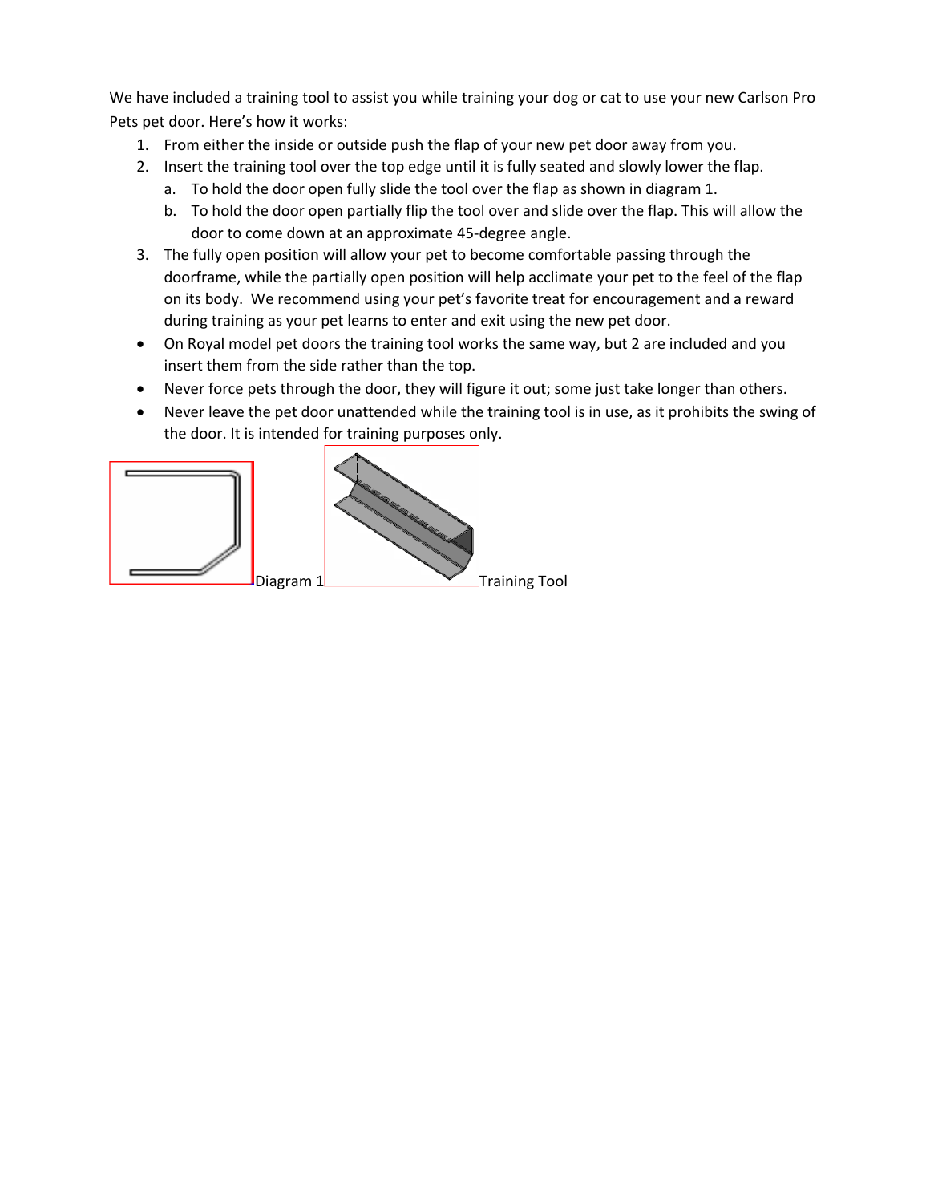We have included a training tool to assist you while training your dog or cat to use your new Carlson Pro Pets pet door. Here's how it works:

1. From either the inside or outside push the flap of your new pet door away from you.
2. Insert the training tool over the top edge until it is fully seated and slowly lower the flap.
   a. To hold the door open fully slide the tool over the flap as shown in diagram 1.
   b. To hold the door open partially flip the tool over and slide over the flap. This will allow the door to come down at an approximate 45-degree angle.
3. The fully open position will allow your pet to become comfortable passing through the doorframe, while the partially open position will help acclimate your pet to the feel of the flap on its body. We recommend using your pet's favorite treat for encouragement and a reward during training as your pet learns to enter and exit using the new pet door.

- On Royal model pet doors the training tool works the same way, but 2 are included and you insert them from the side rather than the top.
- Never force pets through the door, they will figure it out; some just take longer than others.
- Never leave the pet door unattended while the training tool is in use, as it prohibits the swing of the door. It is intended for training purposes only.

Diagram 1

Training Tool